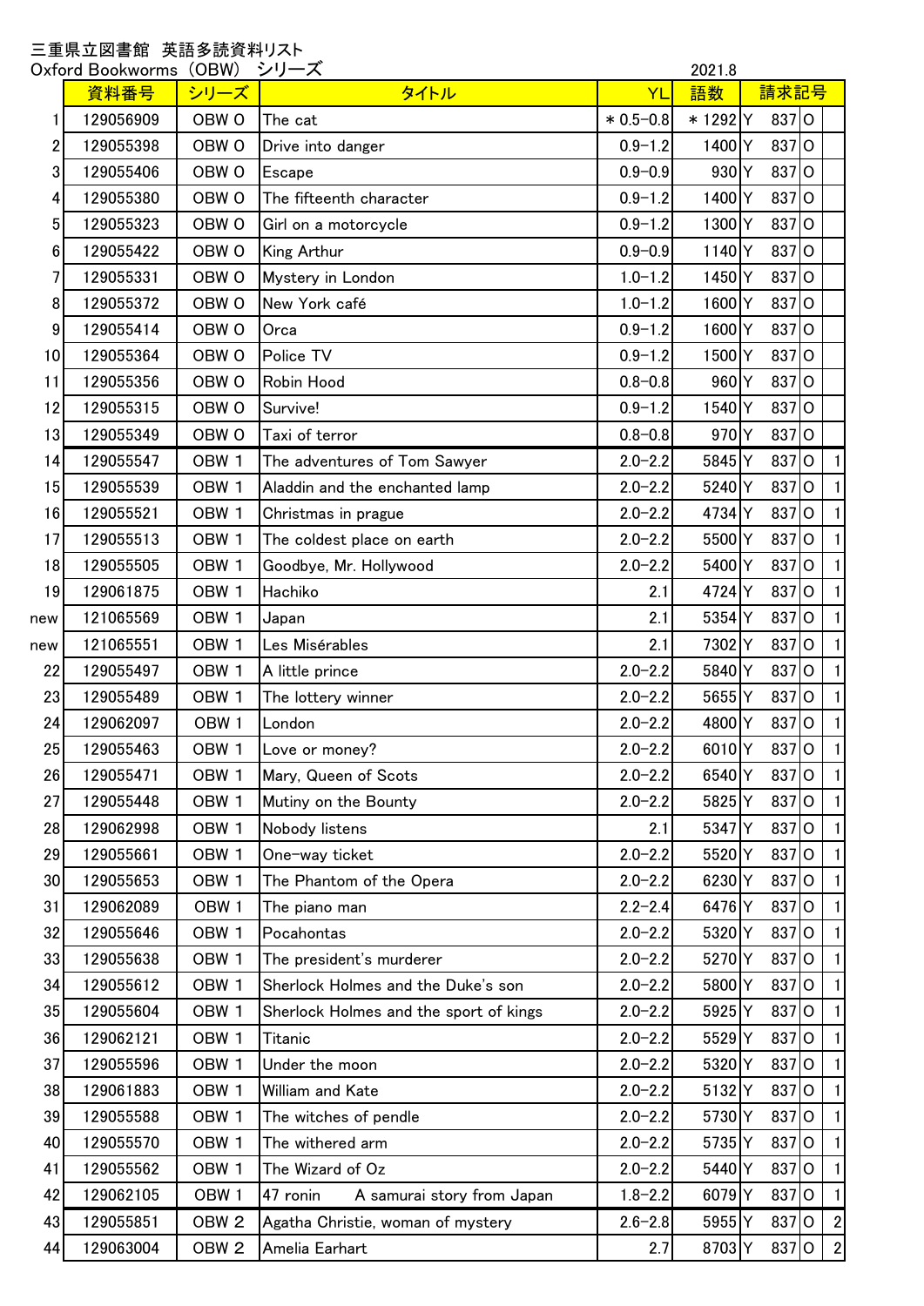三重県立図書館　英語多読資料リスト

Oxford Bookworms（OBW）　シリーズ

2021.8

| | 資料番号 | シリーズ | タイトル | YL | 語数 | 請求記号 | | | |
|---|---|---|---|---|---|---|---|---|---|
| 1 | 129056909 | OBW 0 | The cat | ＊0.5−0.8 | ＊1292 | Y | 837 | O | |
| 2 | 129055398 | OBW 0 | Drive into danger | 0.9−1.2 | 1400 | Y | 837 | O | |
| 3 | 129055406 | OBW 0 | Escape | 0.9−0.9 | 930 | Y | 837 | O | |
| 4 | 129055380 | OBW 0 | The fifteenth character | 0.9−1.2 | 1400 | Y | 837 | O | |
| 5 | 129055323 | OBW 0 | Girl on a motorcycle | 0.9−1.2 | 1300 | Y | 837 | O | |
| 6 | 129055422 | OBW 0 | King Arthur | 0.9−0.9 | 1140 | Y | 837 | O | |
| 7 | 129055331 | OBW 0 | Mystery in London | 1.0−1.2 | 1450 | Y | 837 | O | |
| 8 | 129055372 | OBW 0 | New York café | 1.0−1.2 | 1600 | Y | 837 | O | |
| 9 | 129055414 | OBW 0 | Orca | 0.9−1.2 | 1600 | Y | 837 | O | |
| 10 | 129055364 | OBW 0 | Police TV | 0.9−1.2 | 1500 | Y | 837 | O | |
| 11 | 129055356 | OBW 0 | Robin Hood | 0.8−0.8 | 960 | Y | 837 | O | |
| 12 | 129055315 | OBW 0 | Survive! | 0.9−1.2 | 1540 | Y | 837 | O | |
| 13 | 129055349 | OBW 0 | Taxi of terror | 0.8−0.8 | 970 | Y | 837 | O | |
| 14 | 129055547 | OBW 1 | The adventures of Tom Sawyer | 2.0−2.2 | 5845 | Y | 837 | O | 1 |
| 15 | 129055539 | OBW 1 | Aladdin and the enchanted lamp | 2.0−2.2 | 5240 | Y | 837 | O | 1 |
| 16 | 129055521 | OBW 1 | Christmas in prague | 2.0−2.2 | 4734 | Y | 837 | O | 1 |
| 17 | 129055513 | OBW 1 | The coldest place on earth | 2.0−2.2 | 5500 | Y | 837 | O | 1 |
| 18 | 129055505 | OBW 1 | Goodbye, Mr. Hollywood | 2.0−2.2 | 5400 | Y | 837 | O | 1 |
| 19 | 129061875 | OBW 1 | Hachiko | 2.1 | 4724 | Y | 837 | O | 1 |
| new | 121065569 | OBW 1 | Japan | 2.1 | 5354 | Y | 837 | O | 1 |
| new | 121065551 | OBW 1 | Les Misérables | 2.1 | 7302 | Y | 837 | O | 1 |
| 22 | 129055497 | OBW 1 | A little prince | 2.0−2.2 | 5840 | Y | 837 | O | 1 |
| 23 | 129055489 | OBW 1 | The lottery winner | 2.0−2.2 | 5655 | Y | 837 | O | 1 |
| 24 | 129062097 | OBW 1 | London | 2.0−2.2 | 4800 | Y | 837 | O | 1 |
| 25 | 129055463 | OBW 1 | Love or money? | 2.0−2.2 | 6010 | Y | 837 | O | 1 |
| 26 | 129055471 | OBW 1 | Mary, Queen of Scots | 2.0−2.2 | 6540 | Y | 837 | O | 1 |
| 27 | 129055448 | OBW 1 | Mutiny on the Bounty | 2.0−2.2 | 5825 | Y | 837 | O | 1 |
| 28 | 129062998 | OBW 1 | Nobody listens | 2.1 | 5347 | Y | 837 | O | 1 |
| 29 | 129055661 | OBW 1 | One−way ticket | 2.0−2.2 | 5520 | Y | 837 | O | 1 |
| 30 | 129055653 | OBW 1 | The Phantom of the Opera | 2.0−2.2 | 6230 | Y | 837 | O | 1 |
| 31 | 129062089 | OBW 1 | The piano man | 2.2−2.4 | 6476 | Y | 837 | O | 1 |
| 32 | 129055646 | OBW 1 | Pocahontas | 2.0−2.2 | 5320 | Y | 837 | O | 1 |
| 33 | 129055638 | OBW 1 | The president's murderer | 2.0−2.2 | 5270 | Y | 837 | O | 1 |
| 34 | 129055612 | OBW 1 | Sherlock Holmes and the Duke's son | 2.0−2.2 | 5800 | Y | 837 | O | 1 |
| 35 | 129055604 | OBW 1 | Sherlock Holmes and the sport of kings | 2.0−2.2 | 5925 | Y | 837 | O | 1 |
| 36 | 129062121 | OBW 1 | Titanic | 2.0−2.2 | 5529 | Y | 837 | O | 1 |
| 37 | 129055596 | OBW 1 | Under the moon | 2.0−2.2 | 5320 | Y | 837 | O | 1 |
| 38 | 129061883 | OBW 1 | William and Kate | 2.0−2.2 | 5132 | Y | 837 | O | 1 |
| 39 | 129055588 | OBW 1 | The witches of pendle | 2.0−2.2 | 5730 | Y | 837 | O | 1 |
| 40 | 129055570 | OBW 1 | The withered arm | 2.0−2.2 | 5735 | Y | 837 | O | 1 |
| 41 | 129055562 | OBW 1 | The Wizard of Oz | 2.0−2.2 | 5440 | Y | 837 | O | 1 |
| 42 | 129062105 | OBW 1 | 47 ronin　　A samurai story from Japan | 1.8−2.2 | 6079 | Y | 837 | O | 1 |
| 43 | 129055851 | OBW 2 | Agatha Christie, woman of mystery | 2.6−2.8 | 5955 | Y | 837 | O | 2 |
| 44 | 129063004 | OBW 2 | Amelia Earhart | 2.7 | 8703 | Y | 837 | O | 2 |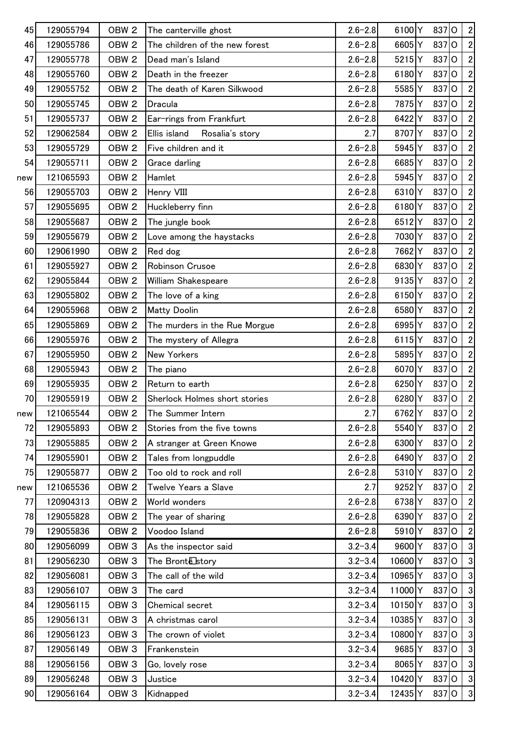| | | | | | | | | | |
|---|---|---|---|---|---|---|---|---|---|
| 45 | 129055794 | OBW 2 | The canterville ghost | 2.6−2.8 | 6100 | Y | 837 | O | 2 |
| 46 | 129055786 | OBW 2 | The children of the new forest | 2.6−2.8 | 6605 | Y | 837 | O | 2 |
| 47 | 129055778 | OBW 2 | Dead man's Island | 2.6−2.8 | 5215 | Y | 837 | O | 2 |
| 48 | 129055760 | OBW 2 | Death in the freezer | 2.6−2.8 | 6180 | Y | 837 | O | 2 |
| 49 | 129055752 | OBW 2 | The death of Karen Silkwood | 2.6−2.8 | 5585 | Y | 837 | O | 2 |
| 50 | 129055745 | OBW 2 | Dracula | 2.6−2.8 | 7875 | Y | 837 | O | 2 |
| 51 | 129055737 | OBW 2 | Ear−rings from Frankfurt | 2.6−2.8 | 6422 | Y | 837 | O | 2 |
| 52 | 129062584 | OBW 2 | Ellis island　Rosalia's story | 2.7 | 8707 | Y | 837 | O | 2 |
| 53 | 129055729 | OBW 2 | Five children and it | 2.6−2.8 | 5945 | Y | 837 | O | 2 |
| 54 | 129055711 | OBW 2 | Grace darling | 2.6−2.8 | 6685 | Y | 837 | O | 2 |
| new | 121065593 | OBW 2 | Hamlet | 2.6−2.8 | 5945 | Y | 837 | O | 2 |
| 56 | 129055703 | OBW 2 | Henry VIII | 2.6−2.8 | 6310 | Y | 837 | O | 2 |
| 57 | 129055695 | OBW 2 | Huckleberry finn | 2.6−2.8 | 6180 | Y | 837 | O | 2 |
| 58 | 129055687 | OBW 2 | The jungle book | 2.6−2.8 | 6512 | Y | 837 | O | 2 |
| 59 | 129055679 | OBW 2 | Love among the haystacks | 2.6−2.8 | 7030 | Y | 837 | O | 2 |
| 60 | 129061990 | OBW 2 | Red dog | 2.6−2.8 | 7662 | Y | 837 | O | 2 |
| 61 | 129055927 | OBW 2 | Robinson Crusoe | 2.6−2.8 | 6830 | Y | 837 | O | 2 |
| 62 | 129055844 | OBW 2 | William Shakespeare | 2.6−2.8 | 9135 | Y | 837 | O | 2 |
| 63 | 129055802 | OBW 2 | The love of a king | 2.6−2.8 | 6150 | Y | 837 | O | 2 |
| 64 | 129055968 | OBW 2 | Matty Doolin | 2.6−2.8 | 6580 | Y | 837 | O | 2 |
| 65 | 129055869 | OBW 2 | The murders in the Rue Morgue | 2.6−2.8 | 6995 | Y | 837 | O | 2 |
| 66 | 129055976 | OBW 2 | The mystery of Allegra | 2.6−2.8 | 6115 | Y | 837 | O | 2 |
| 67 | 129055950 | OBW 2 | New Yorkers | 2.6−2.8 | 5895 | Y | 837 | O | 2 |
| 68 | 129055943 | OBW 2 | The piano | 2.6−2.8 | 6070 | Y | 837 | O | 2 |
| 69 | 129055935 | OBW 2 | Return to earth | 2.6−2.8 | 6250 | Y | 837 | O | 2 |
| 70 | 129055919 | OBW 2 | Sherlock Holmes short stories | 2.6−2.8 | 6280 | Y | 837 | O | 2 |
| new | 121065544 | OBW 2 | The Summer Intern | 2.7 | 6762 | Y | 837 | O | 2 |
| 72 | 129055893 | OBW 2 | Stories from the five towns | 2.6−2.8 | 5540 | Y | 837 | O | 2 |
| 73 | 129055885 | OBW 2 | A stranger at Green Knowe | 2.6−2.8 | 6300 | Y | 837 | O | 2 |
| 74 | 129055901 | OBW 2 | Tales from longpuddle | 2.6−2.8 | 6490 | Y | 837 | O | 2 |
| 75 | 129055877 | OBW 2 | Too old to rock and roll | 2.6−2.8 | 5310 | Y | 837 | O | 2 |
| new | 121065536 | OBW 2 | Twelve Years a Slave | 2.7 | 9252 | Y | 837 | O | 2 |
| 77 | 120904313 | OBW 2 | World wonders | 2.6−2.8 | 6738 | Y | 837 | O | 2 |
| 78 | 129055828 | OBW 2 | The year of sharing | 2.6−2.8 | 6390 | Y | 837 | O | 2 |
| 79 | 129055836 | OBW 2 | Voodoo Island | 2.6−2.8 | 5910 | Y | 837 | O | 2 |
| 80 | 129056099 | OBW 3 | As the inspector said | 3.2−3.4 | 9600 | Y | 837 | O | 3 |
| 81 | 129056230 | OBW 3 | The Brontë story | 3.2−3.4 | 10600 | Y | 837 | O | 3 |
| 82 | 129056081 | OBW 3 | The call of the wild | 3.2−3.4 | 10965 | Y | 837 | O | 3 |
| 83 | 129056107 | OBW 3 | The card | 3.2−3.4 | 11000 | Y | 837 | O | 3 |
| 84 | 129056115 | OBW 3 | Chemical secret | 3.2−3.4 | 10150 | Y | 837 | O | 3 |
| 85 | 129056131 | OBW 3 | A christmas carol | 3.2−3.4 | 10385 | Y | 837 | O | 3 |
| 86 | 129056123 | OBW 3 | The crown of violet | 3.2−3.4 | 10800 | Y | 837 | O | 3 |
| 87 | 129056149 | OBW 3 | Frankenstein | 3.2−3.4 | 9685 | Y | 837 | O | 3 |
| 88 | 129056156 | OBW 3 | Go, lovely rose | 3.2−3.4 | 8065 | Y | 837 | O | 3 |
| 89 | 129056248 | OBW 3 | Justice | 3.2−3.4 | 10420 | Y | 837 | O | 3 |
| 90 | 129056164 | OBW 3 | Kidnapped | 3.2−3.4 | 12435 | Y | 837 | O | 3 |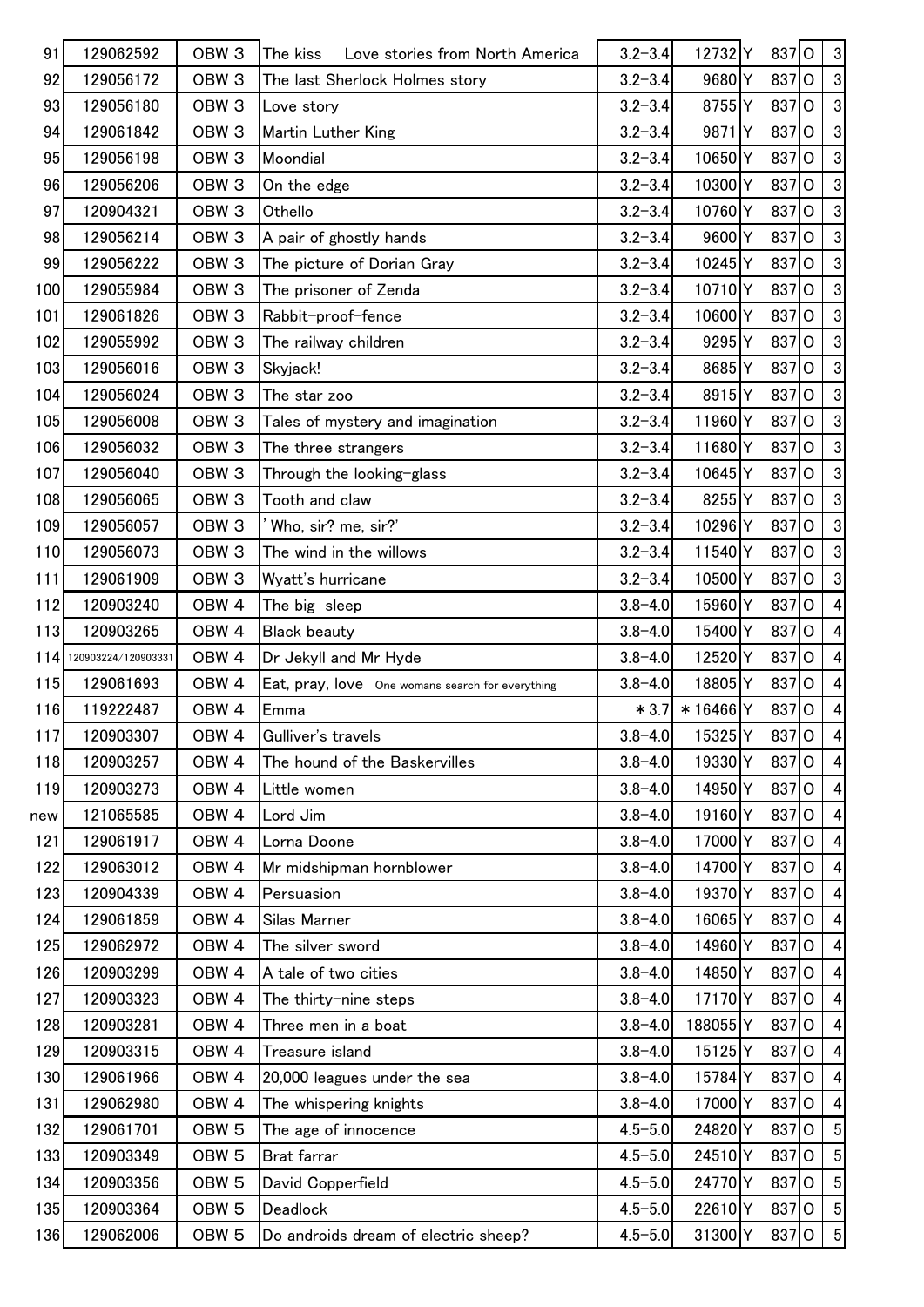| | | | | | | | | | |
|---|---|---|---|---|---|---|---|---|---|
| 91 | 129062592 | OBW 3 | The kiss　Love stories from North America | 3.2−3.4 | 12732 | Y | 837 | O | 3 |
| 92 | 129056172 | OBW 3 | The last Sherlock Holmes story | 3.2−3.4 | 9680 | Y | 837 | O | 3 |
| 93 | 129056180 | OBW 3 | Love story | 3.2−3.4 | 8755 | Y | 837 | O | 3 |
| 94 | 129061842 | OBW 3 | Martin Luther King | 3.2−3.4 | 9871 | Y | 837 | O | 3 |
| 95 | 129056198 | OBW 3 | Moondial | 3.2−3.4 | 10650 | Y | 837 | O | 3 |
| 96 | 129056206 | OBW 3 | On the edge | 3.2−3.4 | 10300 | Y | 837 | O | 3 |
| 97 | 120904321 | OBW 3 | Othello | 3.2−3.4 | 10760 | Y | 837 | O | 3 |
| 98 | 129056214 | OBW 3 | A pair of ghostly hands | 3.2−3.4 | 9600 | Y | 837 | O | 3 |
| 99 | 129056222 | OBW 3 | The picture of Dorian Gray | 3.2−3.4 | 10245 | Y | 837 | O | 3 |
| 100 | 129055984 | OBW 3 | The prisoner of Zenda | 3.2−3.4 | 10710 | Y | 837 | O | 3 |
| 101 | 129061826 | OBW 3 | Rabbit−proof−fence | 3.2−3.4 | 10600 | Y | 837 | O | 3 |
| 102 | 129055992 | OBW 3 | The railway children | 3.2−3.4 | 9295 | Y | 837 | O | 3 |
| 103 | 129056016 | OBW 3 | Skyjack! | 3.2−3.4 | 8685 | Y | 837 | O | 3 |
| 104 | 129056024 | OBW 3 | The star zoo | 3.2−3.4 | 8915 | Y | 837 | O | 3 |
| 105 | 129056008 | OBW 3 | Tales of mystery and imagination | 3.2−3.4 | 11960 | Y | 837 | O | 3 |
| 106 | 129056032 | OBW 3 | The three strangers | 3.2−3.4 | 11680 | Y | 837 | O | 3 |
| 107 | 129056040 | OBW 3 | Through the looking−glass | 3.2−3.4 | 10645 | Y | 837 | O | 3 |
| 108 | 129056065 | OBW 3 | Tooth and claw | 3.2−3.4 | 8255 | Y | 837 | O | 3 |
| 109 | 129056057 | OBW 3 | 'Who, sir? me, sir?' | 3.2−3.4 | 10296 | Y | 837 | O | 3 |
| 110 | 129056073 | OBW 3 | The wind in the willows | 3.2−3.4 | 11540 | Y | 837 | O | 3 |
| 111 | 129061909 | OBW 3 | Wyatt's hurricane | 3.2−3.4 | 10500 | Y | 837 | O | 3 |
| 112 | 120903240 | OBW 4 | The big sleep | 3.8−4.0 | 15960 | Y | 837 | O | 4 |
| 113 | 120903265 | OBW 4 | Black beauty | 3.8−4.0 | 15400 | Y | 837 | O | 4 |
| 114 | 120903224/120903331 | OBW 4 | Dr Jekyll and Mr Hyde | 3.8−4.0 | 12520 | Y | 837 | O | 4 |
| 115 | 129061693 | OBW 4 | Eat, pray, love　One womans search for everything | 3.8−4.0 | 18805 | Y | 837 | O | 4 |
| 116 | 119222487 | OBW 4 | Emma | ＊3.7 | ＊16466 | Y | 837 | O | 4 |
| 117 | 120903307 | OBW 4 | Gulliver's travels | 3.8−4.0 | 15325 | Y | 837 | O | 4 |
| 118 | 120903257 | OBW 4 | The hound of the Baskervilles | 3.8−4.0 | 19330 | Y | 837 | O | 4 |
| 119 | 120903273 | OBW 4 | Little women | 3.8−4.0 | 14950 | Y | 837 | O | 4 |
| new | 121065585 | OBW 4 | Lord Jim | 3.8−4.0 | 19160 | Y | 837 | O | 4 |
| 121 | 129061917 | OBW 4 | Lorna Doone | 3.8−4.0 | 17000 | Y | 837 | O | 4 |
| 122 | 129063012 | OBW 4 | Mr midshipman hornblower | 3.8−4.0 | 14700 | Y | 837 | O | 4 |
| 123 | 120904339 | OBW 4 | Persuasion | 3.8−4.0 | 19370 | Y | 837 | O | 4 |
| 124 | 129061859 | OBW 4 | Silas Marner | 3.8−4.0 | 16065 | Y | 837 | O | 4 |
| 125 | 129062972 | OBW 4 | The silver sword | 3.8−4.0 | 14960 | Y | 837 | O | 4 |
| 126 | 120903299 | OBW 4 | A tale of two cities | 3.8−4.0 | 14850 | Y | 837 | O | 4 |
| 127 | 120903323 | OBW 4 | The thirty−nine steps | 3.8−4.0 | 17170 | Y | 837 | O | 4 |
| 128 | 120903281 | OBW 4 | Three men in a boat | 3.8−4.0 | 188055 | Y | 837 | O | 4 |
| 129 | 120903315 | OBW 4 | Treasure island | 3.8−4.0 | 15125 | Y | 837 | O | 4 |
| 130 | 129061966 | OBW 4 | 20,000 leagues under the sea | 3.8−4.0 | 15784 | Y | 837 | O | 4 |
| 131 | 129062980 | OBW 4 | The whispering knights | 3.8−4.0 | 17000 | Y | 837 | O | 4 |
| 132 | 129061701 | OBW 5 | The age of innocence | 4.5−5.0 | 24820 | Y | 837 | O | 5 |
| 133 | 120903349 | OBW 5 | Brat farrar | 4.5−5.0 | 24510 | Y | 837 | O | 5 |
| 134 | 120903356 | OBW 5 | David Copperfield | 4.5−5.0 | 24770 | Y | 837 | O | 5 |
| 135 | 120903364 | OBW 5 | Deadlock | 4.5−5.0 | 22610 | Y | 837 | O | 5 |
| 136 | 129062006 | OBW 5 | Do androids dream of electric sheep? | 4.5−5.0 | 31300 | Y | 837 | O | 5 |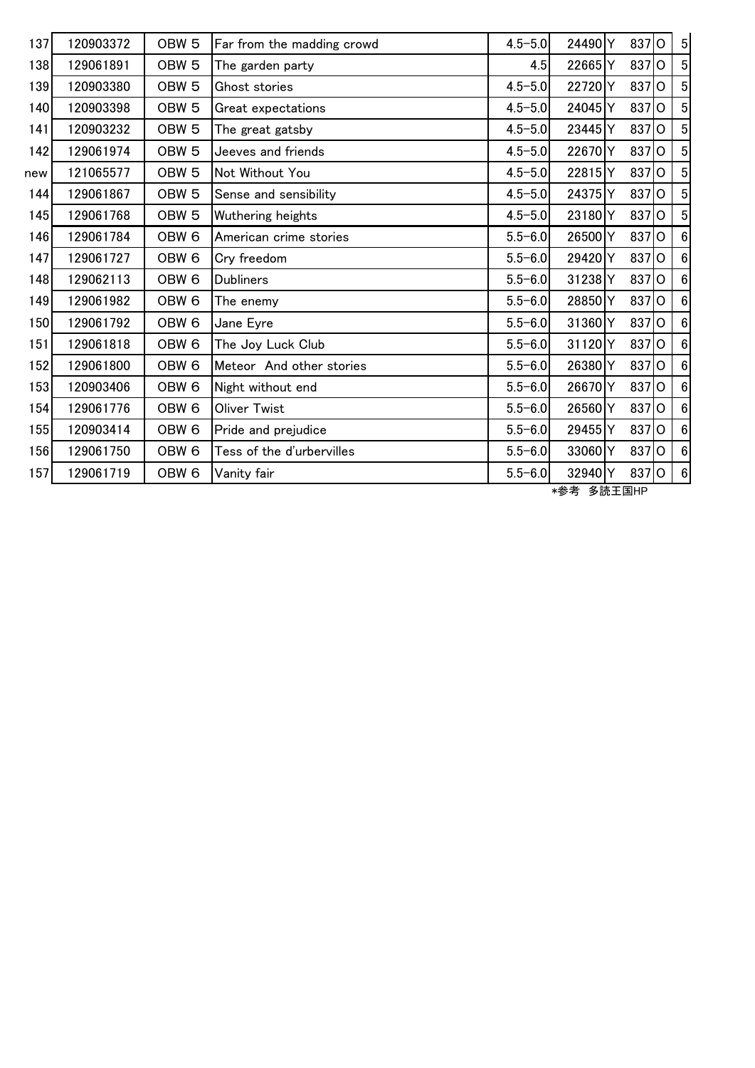| | | | | | | | | | |
|---|---|---|---|---|---|---|---|---|---|
| 137 | 120903372 | OBW 5 | Far from the madding crowd | 4.5-5.0 | 24490 | Y | 837 | O | 5 |
| 138 | 129061891 | OBW 5 | The garden party | 4.5 | 22665 | Y | 837 | O | 5 |
| 139 | 120903380 | OBW 5 | Ghost stories | 4.5-5.0 | 22720 | Y | 837 | O | 5 |
| 140 | 120903398 | OBW 5 | Great expectations | 4.5-5.0 | 24045 | Y | 837 | O | 5 |
| 141 | 120903232 | OBW 5 | The great gatsby | 4.5-5.0 | 23445 | Y | 837 | O | 5 |
| 142 | 129061974 | OBW 5 | Jeeves and friends | 4.5-5.0 | 22670 | Y | 837 | O | 5 |
| new | 121065577 | OBW 5 | Not Without You | 4.5-5.0 | 22815 | Y | 837 | O | 5 |
| 144 | 129061867 | OBW 5 | Sense and sensibility | 4.5-5.0 | 24375 | Y | 837 | O | 5 |
| 145 | 129061768 | OBW 5 | Wuthering heights | 4.5-5.0 | 23180 | Y | 837 | O | 5 |
| 146 | 129061784 | OBW 6 | American crime stories | 5.5-6.0 | 26500 | Y | 837 | O | 6 |
| 147 | 129061727 | OBW 6 | Cry freedom | 5.5-6.0 | 29420 | Y | 837 | O | 6 |
| 148 | 129062113 | OBW 6 | Dubliners | 5.5-6.0 | 31238 | Y | 837 | O | 6 |
| 149 | 129061982 | OBW 6 | The enemy | 5.5-6.0 | 28850 | Y | 837 | O | 6 |
| 150 | 129061792 | OBW 6 | Jane Eyre | 5.5-6.0 | 31360 | Y | 837 | O | 6 |
| 151 | 129061818 | OBW 6 | The Joy Luck Club | 5.5-6.0 | 31120 | Y | 837 | O | 6 |
| 152 | 129061800 | OBW 6 | Meteor  And other stories | 5.5-6.0 | 26380 | Y | 837 | O | 6 |
| 153 | 120903406 | OBW 6 | Night without end | 5.5-6.0 | 26670 | Y | 837 | O | 6 |
| 154 | 129061776 | OBW 6 | Oliver Twist | 5.5-6.0 | 26560 | Y | 837 | O | 6 |
| 155 | 120903414 | OBW 6 | Pride and prejudice | 5.5-6.0 | 29455 | Y | 837 | O | 6 |
| 156 | 129061750 | OBW 6 | Tess of the d'urbervilles | 5.5-6.0 | 33060 | Y | 837 | O | 6 |
| 157 | 129061719 | OBW 6 | Vanity fair | 5.5-6.0 | 32940 | Y | 837 | O | 6 |

*参考　多読王国HP